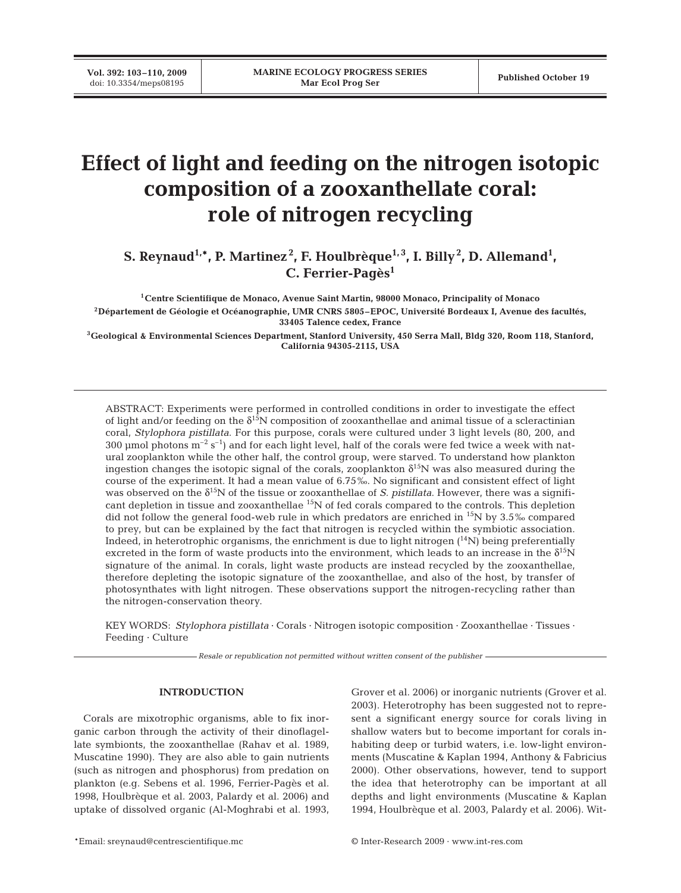# Effect of light and feeding on the nitrogen isotopic composition of a zooxanthellate coral: role of nitrogen recycling

**S. Reynaud[1,*], P. Martinez[2], F. Houlbrèque[1,3], I. Billy[2], D. Allemand[1], C. Ferrier-Pagès[1]**

[1]Centre Scientifique de Monaco, Avenue Saint Martin, 98000 Monaco, Principality of Monaco

[2]Département de Géologie et Océanographie, UMR CNRS 5805–EPOC, Université Bordeaux I, Avenue des facultés, 33405 Talence cedex, France

[3]Geological & Environmental Sciences Department, Stanford University, 450 Serra Mall, Bldg 320, Room 118, Stanford, California 94305-2115, USA

ABSTRACT: Experiments were performed in controlled conditions in order to investigate the effect of light and/or feeding on the $\delta^{15}N$ composition of zooxanthellae and animal tissue of a scleractinian coral, *Stylophora pistillata*. For this purpose, corals were cultured under 3 light levels (80, 200, and 300 µmol photons $m^{-2}$ $s^{-1}$) and for each light level, half of the corals were fed twice a week with natural zooplankton while the other half, the control group, were starved. To understand how plankton ingestion changes the isotopic signal of the corals, zooplankton $\delta^{15}N$ was also measured during the course of the experiment. It had a mean value of 6.75‰. No significant and consistent effect of light was observed on the $\delta^{15}N$ of the tissue or zooxanthellae of *S. pistillata*. However, there was a significant depletion in tissue and zooxanthellae $^{15}N$ of fed corals compared to the controls. This depletion did not follow the general food-web rule in which predators are enriched in $^{15}N$ by 3.5‰ compared to prey, but can be explained by the fact that nitrogen is recycled within the symbiotic association. Indeed, in heterotrophic organisms, the enrichment is due to light nitrogen ($^{14}N$) being preferentially excreted in the form of waste products into the environment, which leads to an increase in the $\delta^{15}N$ signature of the animal. In corals, light waste products are instead recycled by the zooxanthellae, therefore depleting the isotopic signature of the zooxanthellae, and also of the host, by transfer of photosynthates with light nitrogen. These observations support the nitrogen-recycling rather than the nitrogen-conservation theory.

KEY WORDS: *Stylophora pistillata* · Corals · Nitrogen isotopic composition · Zooxanthellae · Tissues · Feeding · Culture

*Resale or republication not permitted without written consent of the publisher*

## INTRODUCTION

Corals are mixotrophic organisms, able to fix inorganic carbon through the activity of their dinoflagellate symbionts, the zooxanthellae (Rahav et al. 1989, Muscatine 1990). They are also able to gain nutrients (such as nitrogen and phosphorus) from predation on plankton (e.g. Sebens et al. 1996, Ferrier-Pagès et al. 1998, Houlbrèque et al. 2003, Palardy et al. 2006) and uptake of dissolved organic (Al-Moghrabi et al. 1993, Grover et al. 2006) or inorganic nutrients (Grover et al. 2003). Heterotrophy has been suggested not to represent a significant energy source for corals living in shallow waters but to become important for corals inhabiting deep or turbid waters, i.e. low-light environments (Muscatine & Kaplan 1994, Anthony & Fabricius 2000). Other observations, however, tend to support the idea that heterotrophy can be important at all depths and light environments (Muscatine & Kaplan 1994, Houlbrèque et al. 2003, Palardy et al. 2006). Wit-

*Email: sreynaud@centrescientifique.mc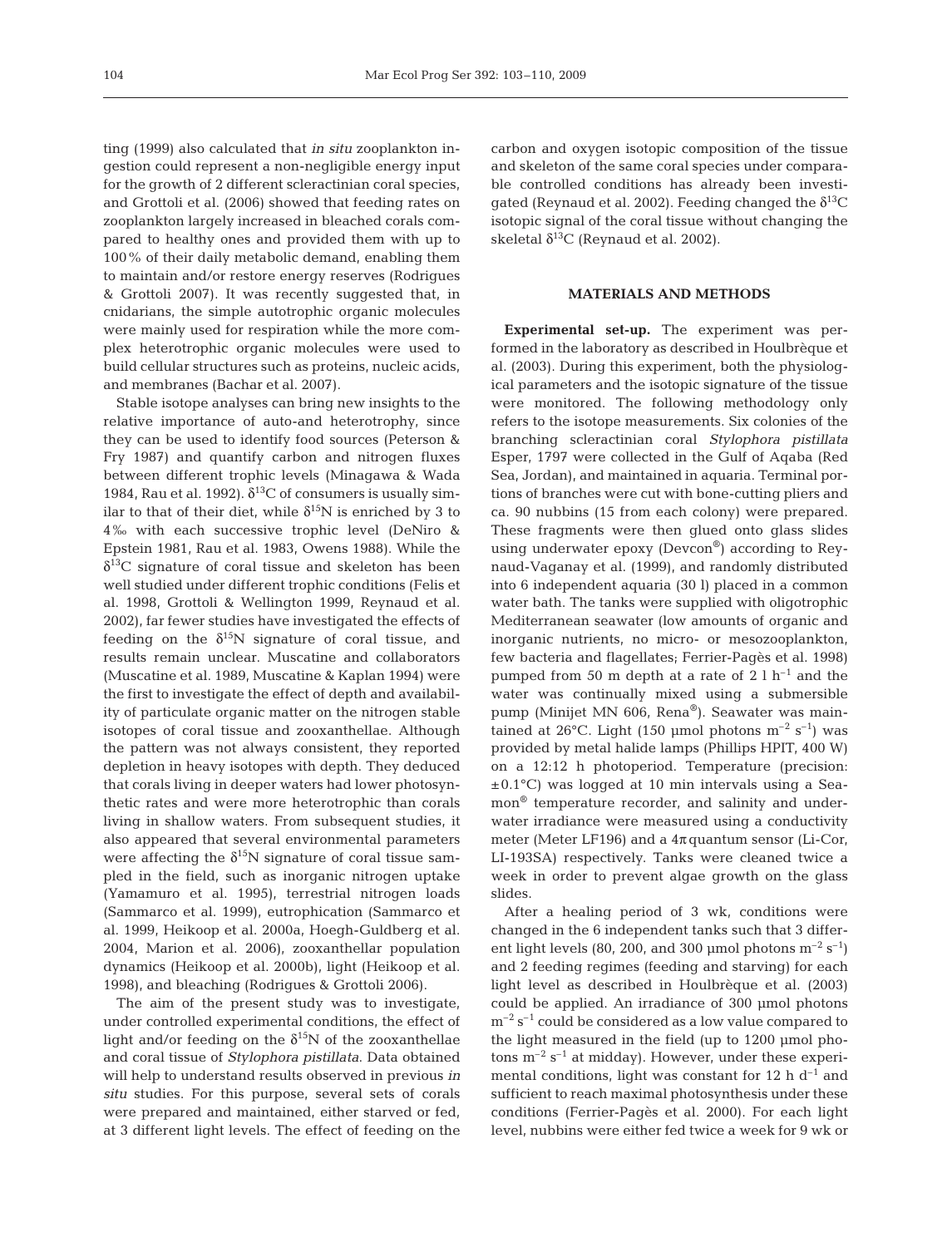ting (1999) also calculated that *in situ* zooplankton ingestion could represent a non-negligible energy input for the growth of 2 different scleractinian coral species, and Grottoli et al. (2006) showed that feeding rates on zooplankton largely increased in bleached corals compared to healthy ones and provided them with up to 100% of their daily metabolic demand, enabling them to maintain and/or restore energy reserves (Rodrigues & Grottoli 2007). It was recently suggested that, in cnidarians, the simple autotrophic organic molecules were mainly used for respiration while the more complex heterotrophic organic molecules were used to build cellular structures such as proteins, nucleic acids, and membranes (Bachar et al. 2007).

Stable isotope analyses can bring new insights to the relative importance of auto-and heterotrophy, since they can be used to identify food sources (Peterson & Fry 1987) and quantify carbon and nitrogen fluxes between different trophic levels (Minagawa & Wada 1984, Rau et al. 1992). $\delta^{13}C$ of consumers is usually similar to that of their diet, while $\delta^{15}N$ is enriched by 3 to 4‰ with each successive trophic level (DeNiro & Epstein 1981, Rau et al. 1983, Owens 1988). While the $\delta^{13}C$ signature of coral tissue and skeleton has been well studied under different trophic conditions (Felis et al. 1998, Grottoli & Wellington 1999, Reynaud et al. 2002), far fewer studies have investigated the effects of feeding on the $\delta^{15}N$ signature of coral tissue, and results remain unclear. Muscatine and collaborators (Muscatine et al. 1989, Muscatine & Kaplan 1994) were the first to investigate the effect of depth and availability of particulate organic matter on the nitrogen stable isotopes of coral tissue and zooxanthellae. Although the pattern was not always consistent, they reported depletion in heavy isotopes with depth. They deduced that corals living in deeper waters had lower photosynthetic rates and were more heterotrophic than corals living in shallow waters. From subsequent studies, it also appeared that several environmental parameters were affecting the $\delta^{15}N$ signature of coral tissue sampled in the field, such as inorganic nitrogen uptake (Yamamuro et al. 1995), terrestrial nitrogen loads (Sammarco et al. 1999), eutrophication (Sammarco et al. 1999, Heikoop et al. 2000a, Hoegh-Guldberg et al. 2004, Marion et al. 2006), zooxanthellar population dynamics (Heikoop et al. 2000b), light (Heikoop et al. 1998), and bleaching (Rodrigues & Grottoli 2006).

The aim of the present study was to investigate, under controlled experimental conditions, the effect of light and/or feeding on the $\delta^{15}N$ of the zooxanthellae and coral tissue of *Stylophora pistillata*. Data obtained will help to understand results observed in previous *in situ* studies. For this purpose, several sets of corals were prepared and maintained, either starved or fed, at 3 different light levels. The effect of feeding on the carbon and oxygen isotopic composition of the tissue and skeleton of the same coral species under comparable controlled conditions has already been investigated (Reynaud et al. 2002). Feeding changed the $\delta^{13}C$ isotopic signal of the coral tissue without changing the skeletal $\delta^{13}C$ (Reynaud et al. 2002).

## MATERIALS AND METHODS

**Experimental set-up.** The experiment was performed in the laboratory as described in Houlbrèque et al. (2003). During this experiment, both the physiological parameters and the isotopic signature of the tissue were monitored. The following methodology only refers to the isotope measurements. Six colonies of the branching scleractinian coral *Stylophora pistillata* Esper, 1797 were collected in the Gulf of Aqaba (Red Sea, Jordan), and maintained in aquaria. Terminal portions of branches were cut with bone-cutting pliers and ca. 90 nubbins (15 from each colony) were prepared. These fragments were then glued onto glass slides using underwater epoxy (Devcon®) according to Reynaud-Vaganay et al. (1999), and randomly distributed into 6 independent aquaria (30 l) placed in a common water bath. The tanks were supplied with oligotrophic Mediterranean seawater (low amounts of organic and inorganic nutrients, no micro- or mesozooplankton, few bacteria and flagellates; Ferrier-Pagès et al. 1998) pumped from 50 m depth at a rate of 2 l $h^{-1}$ and the water was continually mixed using a submersible pump (Minijet MN 606, Rena®). Seawater was maintained at 26°C. Light (150 µmol photons $m^{-2}$ $s^{-1}$) was provided by metal halide lamps (Phillips HPIT, 400 W) on a 12:12 h photoperiod. Temperature (precision: ±0.1°C) was logged at 10 min intervals using a Seamon® temperature recorder, and salinity and underwater irradiance were measured using a conductivity meter (Meter LF196) and a 4π quantum sensor (Li-Cor, LI-193SA) respectively. Tanks were cleaned twice a week in order to prevent algae growth on the glass slides.

After a healing period of 3 wk, conditions were changed in the 6 independent tanks such that 3 different light levels (80, 200, and 300 µmol photons $m^{-2}$ $s^{-1}$) and 2 feeding regimes (feeding and starving) for each light level as described in Houlbrèque et al. (2003) could be applied. An irradiance of 300 µmol photons $m^{-2}$ $s^{-1}$ could be considered as a low value compared to the light measured in the field (up to 1200 µmol photons $m^{-2}$ $s^{-1}$ at midday). However, under these experimental conditions, light was constant for 12 h $d^{-1}$ and sufficient to reach maximal photosynthesis under these conditions (Ferrier-Pagès et al. 2000). For each light level, nubbins were either fed twice a week for 9 wk or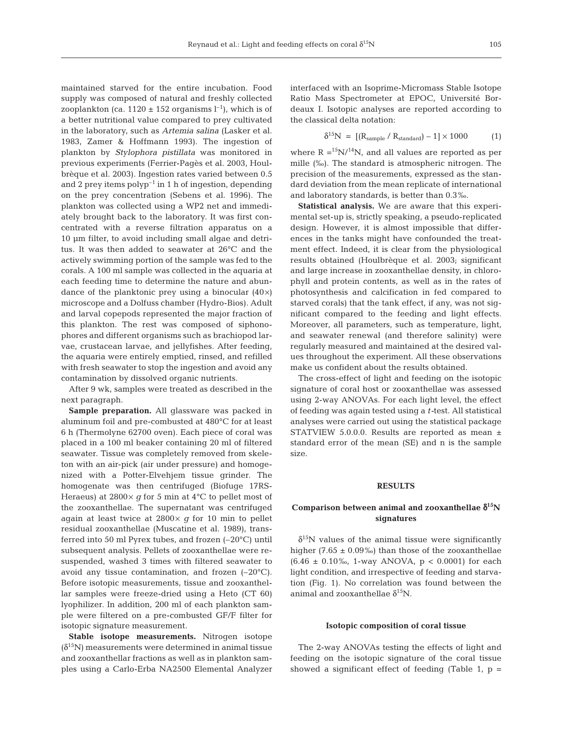maintained starved for the entire incubation. Food supply was composed of natural and freshly collected zooplankton (ca. 1120 ± 152 organisms $l^{-1}$), which is of a better nutritional value compared to prey cultivated in the laboratory, such as *Artemia salina* (Lasker et al. 1983, Zamer & Hoffmann 1993). The ingestion of plankton by *Stylophora pistillata* was monitored in previous experiments (Ferrier-Pagès et al. 2003, Houlbrèque et al. 2003). Ingestion rates varied between 0.5 and 2 prey items $polyp^{-1}$ in 1 h of ingestion, depending on the prey concentration (Sebens et al. 1996). The plankton was collected using a WP2 net and immediately brought back to the laboratory. It was first concentrated with a reverse filtration apparatus on a 10 µm filter, to avoid including small algae and detritus. It was then added to seawater at 26°C and the actively swimming portion of the sample was fed to the corals. A 100 ml sample was collected in the aquaria at each feeding time to determine the nature and abundance of the planktonic prey using a binocular (40×) microscope and a Dolfuss chamber (Hydro-Bios). Adult and larval copepods represented the major fraction of this plankton. The rest was composed of siphonophores and different organisms such as brachiopod larvae, crustacean larvae, and jellyfishes. After feeding, the aquaria were entirely emptied, rinsed, and refilled with fresh seawater to stop the ingestion and avoid any contamination by dissolved organic nutrients.

After 9 wk, samples were treated as described in the next paragraph.

**Sample preparation.** All glassware was packed in aluminum foil and pre-combusted at 480°C for at least 6 h (Thermolyne 62700 oven). Each piece of coral was placed in a 100 ml beaker containing 20 ml of filtered seawater. Tissue was completely removed from skeleton with an air-pick (air under pressure) and homogenized with a Potter-Elvehjem tissue grinder. The homogenate was then centrifuged (Biofuge 17RS-Heraeus) at 2800× *g* for 5 min at 4°C to pellet most of the zooxanthellae. The supernatant was centrifuged again at least twice at 2800× *g* for 10 min to pellet residual zooxanthellae (Muscatine et al. 1989), transferred into 50 ml Pyrex tubes, and frozen (–20°C) until subsequent analysis. Pellets of zooxanthellae were resuspended, washed 3 times with filtered seawater to avoid any tissue contamination, and frozen (–20°C). Before isotopic measurements, tissue and zooxanthellar samples were freeze-dried using a Heto (CT 60) lyophilizer. In addition, 200 ml of each plankton sample were filtered on a pre-combusted GF/F filter for isotopic signature measurement.

**Stable isotope measurements.** Nitrogen isotope ($\delta^{15}N$) measurements were determined in animal tissue and zooxanthellar fractions as well as in plankton samples using a Carlo-Erba NA2500 Elemental Analyzer interfaced with an Isoprime-Micromass Stable Isotope Ratio Mass Spectrometer at EPOC, Université Bordeaux I. Isotopic analyses are reported according to the classical delta notation:

$$\delta^{15}N = [(R_{sample} / R_{standard}) - 1] \times 1000 \qquad (1)$$

where $R = {}^{15}N/{}^{14}N$, and all values are reported as per mille (‰). The standard is atmospheric nitrogen. The precision of the measurements, expressed as the standard deviation from the mean replicate of international and laboratory standards, is better than 0.3‰.

**Statistical analysis.** We are aware that this experimental set-up is, strictly speaking, a pseudo-replicated design. However, it is almost impossible that differences in the tanks might have confounded the treatment effect. Indeed, it is clear from the physiological results obtained (Houlbrèque et al. 2003; significant and large increase in zooxanthellae density, in chlorophyll and protein contents, as well as in the rates of photosynthesis and calcification in fed compared to starved corals) that the tank effect, if any, was not significant compared to the feeding and light effects. Moreover, all parameters, such as temperature, light, and seawater renewal (and therefore salinity) were regularly measured and maintained at the desired values throughout the experiment. All these observations make us confident about the results obtained.

The cross-effect of light and feeding on the isotopic signature of coral host or zooxanthellae was assessed using 2-way ANOVAs. For each light level, the effect of feeding was again tested using a *t*-test. All statistical analyses were carried out using the statistical package STATVIEW 5.0.0.0. Results are reported as mean ± standard error of the mean (SE) and n is the sample size.

## RESULTS

### Comparison between animal and zooxanthellae $\delta^{15}N$ signatures

$\delta^{15}N$ values of the animal tissue were significantly higher (7.65 ± 0.09‰) than those of the zooxanthellae (6.46 ± 0.10‰, 1-way ANOVA, $p < 0.0001$) for each light condition, and irrespective of feeding and starvation (Fig. 1). No correlation was found between the animal and zooxanthellae $\delta^{15}N$.

### Isotopic composition of coral tissue

The 2-way ANOVAs testing the effects of light and feeding on the isotopic signature of the coral tissue showed a significant effect of feeding (Table 1, p =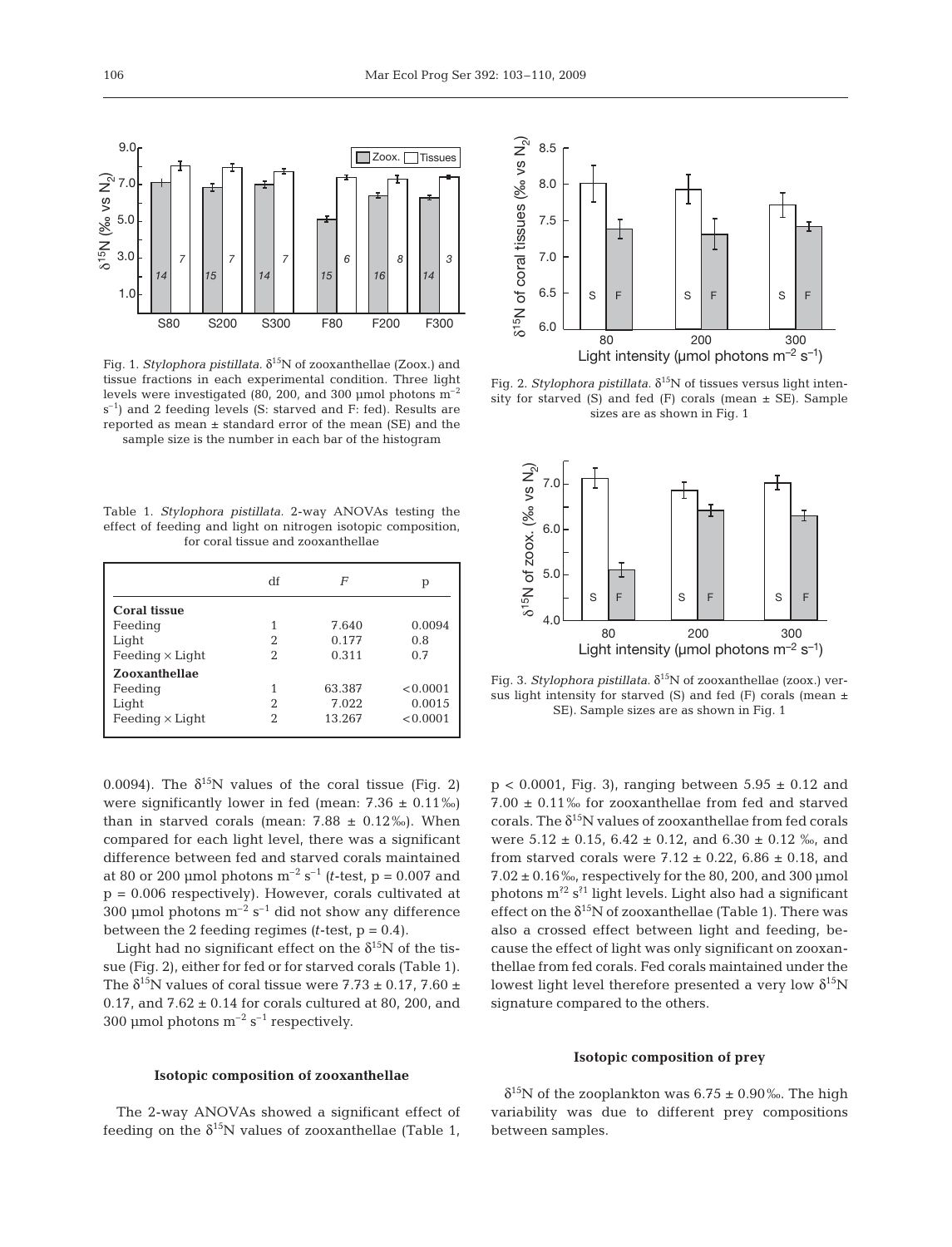Fig. 1. *Stylophora pistillata*. $\delta^{15}N$ of zooxanthellae (Zoox.) and tissue fractions in each experimental condition. Three light levels were investigated (80, 200, and 300 µmol photons $m^{-2}$ $s^{-1}$) and 2 feeding levels (S: starved and F: fed). Results are reported as mean ± standard error of the mean (SE) and the sample size is the number in each bar of the histogram

Fig. 2. *Stylophora pistillata*. $\delta^{15}N$ of tissues versus light intensity for starved (S) and fed (F) corals (mean ± SE). Sample sizes are as shown in Fig. 1

Table 1. *Stylophora pistillata*. 2-way ANOVAs testing the effect of feeding and light on nitrogen isotopic composition, for coral tissue and zooxanthellae

| | df | *F* | p |
|---|---|---|---|
| **Coral tissue** | | | |
| Feeding | 1 | 7.640 | 0.0094 |
| Light | 2 | 0.177 | 0.8 |
| Feeding × Light | 2 | 0.311 | 0.7 |
| **Zooxanthellae** | | | |
| Feeding | 1 | 63.387 | <0.0001 |
| Light | 2 | 7.022 | 0.0015 |
| Feeding × Light | 2 | 13.267 | <0.0001 |

Fig. 3. *Stylophora pistillata*. $\delta^{15}N$ of zooxanthellae (zoox.) versus light intensity for starved (S) and fed (F) corals (mean ± SE). Sample sizes are as shown in Fig. 1

0.0094). The $\delta^{15}N$ values of the coral tissue (Fig. 2) were significantly lower in fed (mean: 7.36 ± 0.11‰) than in starved corals (mean: 7.88 ± 0.12‰). When compared for each light level, there was a significant difference between fed and starved corals maintained at 80 or 200 µmol photons $m^{-2}$ $s^{-1}$ (*t*-test, $p = 0.007$ and $p = 0.006$ respectively). However, corals cultivated at 300 µmol photons $m^{-2}$ $s^{-1}$ did not show any difference between the 2 feeding regimes (*t*-test, $p = 0.4$).

Light had no significant effect on the $\delta^{15}N$ of the tissue (Fig. 2), either for fed or for starved corals (Table 1). The $\delta^{15}N$ values of coral tissue were 7.73 ± 0.17, 7.60 ± 0.17, and 7.62 ± 0.14 for corals cultured at 80, 200, and 300 µmol photons $m^{-2}$ $s^{-1}$ respectively.

### Isotopic composition of zooxanthellae

The 2-way ANOVAs showed a significant effect of feeding on the $\delta^{15}N$ values of zooxanthellae (Table 1, $p < 0.0001$, Fig. 3), ranging between 5.95 ± 0.12 and 7.00 ± 0.11‰ for zooxanthellae from fed and starved corals. The $\delta^{15}N$ values of zooxanthellae from fed corals were 5.12 ± 0.15, 6.42 ± 0.12, and 6.30 ± 0.12 ‰, and from starved corals were 7.12 ± 0.22, 6.86 ± 0.18, and 7.02 ± 0.16‰, respectively for the 80, 200, and 300 µmol photons $m^{?2}$ $s^{?1}$ light levels. Light also had a significant effect on the $\delta^{15}N$ of zooxanthellae (Table 1). There was also a crossed effect between light and feeding, because the effect of light was only significant on zooxanthellae from fed corals. Fed corals maintained under the lowest light level therefore presented a very low $\delta^{15}N$ signature compared to the others.

### Isotopic composition of prey

$\delta^{15}N$ of the zooplankton was 6.75 ± 0.90‰. The high variability was due to different prey compositions between samples.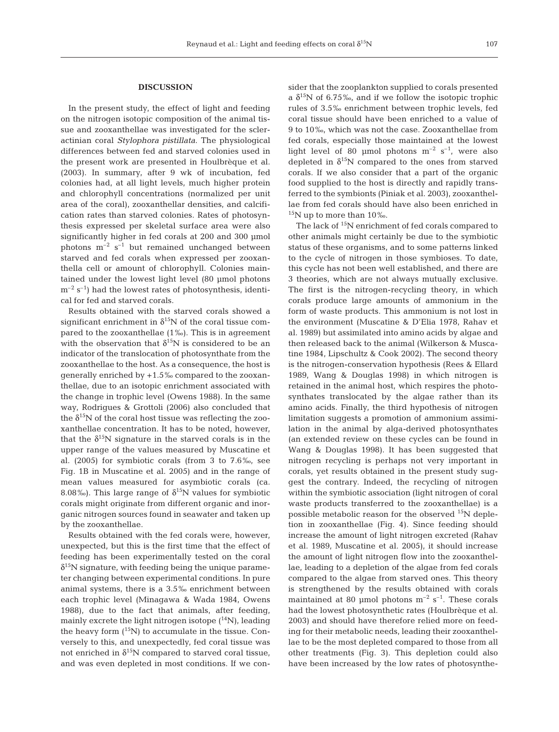## DISCUSSION

In the present study, the effect of light and feeding on the nitrogen isotopic composition of the animal tissue and zooxanthellae was investigated for the scleractinian coral *Stylophora pistillata*. The physiological differences between fed and starved colonies used in the present work are presented in Houlbrèque et al. (2003). In summary, after 9 wk of incubation, fed colonies had, at all light levels, much higher protein and chlorophyll concentrations (normalized per unit area of the coral), zooxanthellar densities, and calcification rates than starved colonies. Rates of photosynthesis expressed per skeletal surface area were also significantly higher in fed corals at 200 and 300 µmol photons $m^{-2}$ $s^{-1}$ but remained unchanged between starved and fed corals when expressed per zooxanthella cell or amount of chlorophyll. Colonies maintained under the lowest light level (80 µmol photons $m^{-2}$ $s^{-1}$) had the lowest rates of photosynthesis, identical for fed and starved corals.

Results obtained with the starved corals showed a significant enrichment in $\delta^{15}N$ of the coral tissue compared to the zooxanthellae (1‰). This is in agreement with the observation that $\delta^{15}N$ is considered to be an indicator of the translocation of photosynthate from the zooxanthellae to the host. As a consequence, the host is generally enriched by +1.5‰ compared to the zooxanthellae, due to an isotopic enrichment associated with the change in trophic level (Owens 1988). In the same way, Rodrigues & Grottoli (2006) also concluded that the $\delta^{15}N$ of the coral host tissue was reflecting the zooxanthellae concentration. It has to be noted, however, that the $\delta^{15}N$ signature in the starved corals is in the upper range of the values measured by Muscatine et al. (2005) for symbiotic corals (from 3 to 7.6‰, see Fig. 1B in Muscatine et al. 2005) and in the range of mean values measured for asymbiotic corals (ca. 8.08‰). This large range of $\delta^{15}N$ values for symbiotic corals might originate from different organic and inorganic nitrogen sources found in seawater and taken up by the zooxanthellae.

Results obtained with the fed corals were, however, unexpected, but this is the first time that the effect of feeding has been experimentally tested on the coral $\delta^{15}N$ signature, with feeding being the unique parameter changing between experimental conditions. In pure animal systems, there is a 3.5‰ enrichment between each trophic level (Minagawa & Wada 1984, Owens 1988), due to the fact that animals, after feeding, mainly excrete the light nitrogen isotope ($^{14}N$), leading the heavy form ($^{15}N$) to accumulate in the tissue. Conversely to this, and unexpectedly, fed coral tissue was not enriched in $\delta^{15}N$ compared to starved coral tissue, and was even depleted in most conditions. If we consider that the zooplankton supplied to corals presented a $\delta^{15}N$ of 6.75‰, and if we follow the isotopic trophic rules of 3.5‰ enrichment between trophic levels, fed coral tissue should have been enriched to a value of 9 to 10‰, which was not the case. Zooxanthellae from fed corals, especially those maintained at the lowest light level of 80 µmol photons $m^{-2}$ $s^{-1}$, were also depleted in $\delta^{15}N$ compared to the ones from starved corals. If we also consider that a part of the organic food supplied to the host is directly and rapidly transferred to the symbionts (Piniak et al. 2003), zooxanthellae from fed corals should have also been enriched in $^{15}N$ up to more than 10‰.

The lack of $^{15}N$ enrichment of fed corals compared to other animals might certainly be due to the symbiotic status of these organisms, and to some patterns linked to the cycle of nitrogen in those symbioses. To date, this cycle has not been well established, and there are 3 theories, which are not always mutually exclusive. The first is the nitrogen-recycling theory, in which corals produce large amounts of ammonium in the form of waste products. This ammonium is not lost in the environment (Muscatine & D'Elia 1978, Rahav et al. 1989) but assimilated into amino acids by algae and then released back to the animal (Wilkerson & Muscatine 1984, Lipschultz & Cook 2002). The second theory is the nitrogen-conservation hypothesis (Rees & Ellard 1989, Wang & Douglas 1998) in which nitrogen is retained in the animal host, which respires the photosynthates translocated by the algae rather than its amino acids. Finally, the third hypothesis of nitrogen limitation suggests a promotion of ammonium assimilation in the animal by alga-derived photosynthates (an extended review on these cycles can be found in Wang & Douglas 1998). It has been suggested that nitrogen recycling is perhaps not very important in corals, yet results obtained in the present study suggest the contrary. Indeed, the recycling of nitrogen within the symbiotic association (light nitrogen of coral waste products transferred to the zooxanthellae) is a possible metabolic reason for the observed $^{15}N$ depletion in zooxanthellae (Fig. 4). Since feeding should increase the amount of light nitrogen excreted (Rahav et al. 1989, Muscatine et al. 2005), it should increase the amount of light nitrogen flow into the zooxanthellae, leading to a depletion of the algae from fed corals compared to the algae from starved ones. This theory is strengthened by the results obtained with corals maintained at 80 µmol photons $m^{-2}$ $s^{-1}$. These corals had the lowest photosynthetic rates (Houlbrèque et al. 2003) and should have therefore relied more on feeding for their metabolic needs, leading their zooxanthellae to be the most depleted compared to those from all other treatments (Fig. 3). This depletion could also have been increased by the low rates of photosynthe-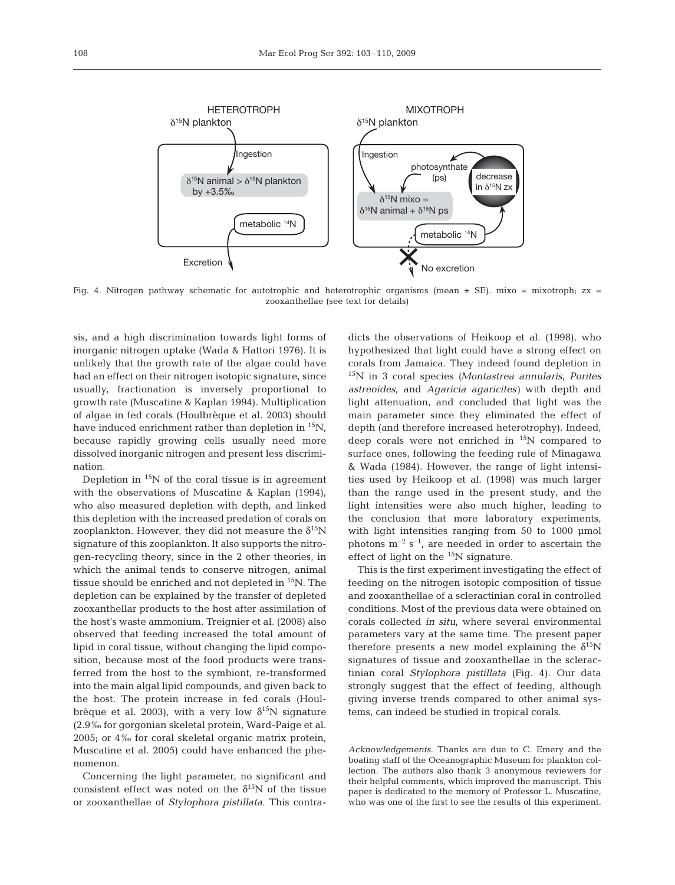Fig. 4. Nitrogen pathway schematic for autotrophic and heterotrophic organisms (mean ± SE). mixo = mixotroph; zx = zooxanthellae (see text for details)

sis, and a high discrimination towards light forms of inorganic nitrogen uptake (Wada & Hattori 1976). It is unlikely that the growth rate of the algae could have had an effect on their nitrogen isotopic signature, since usually, fractionation is inversely proportional to growth rate (Muscatine & Kaplan 1994). Multiplication of algae in fed corals (Houlbrèque et al. 2003) should have induced enrichment rather than depletion in $^{15}$N, because rapidly growing cells usually need more dissolved inorganic nitrogen and present less discrimination.

Depletion in $^{15}$N of the coral tissue is in agreement with the observations of Muscatine & Kaplan (1994), who also measured depletion with depth, and linked this depletion with the increased predation of corals on zooplankton. However, they did not measure the $\delta^{15}$N signature of this zooplankton. It also supports the nitrogen-recycling theory, since in the 2 other theories, in which the animal tends to conserve nitrogen, animal tissue should be enriched and not depleted in $^{15}$N. The depletion can be explained by the transfer of depleted zooxanthellar products to the host after assimilation of the host's waste ammonium. Treignier et al. (2008) also observed that feeding increased the total amount of lipid in coral tissue, without changing the lipid composition, because most of the food products were transferred from the host to the symbiont, re-transformed into the main algal lipid compounds, and given back to the host. The protein increase in fed corals (Houlbrèque et al. 2003), with a very low $\delta^{15}$N signature (2.9‰ for gorgonian skeletal protein, Ward-Paige et al. 2005; or 4‰ for coral skeletal organic matrix protein, Muscatine et al. 2005) could have enhanced the phenomenon.

Concerning the light parameter, no significant and consistent effect was noted on the $\delta^{15}$N of the tissue or zooxanthellae of *Stylophora pistillata*. This contradicts the observations of Heikoop et al. (1998), who hypothesized that light could have a strong effect on corals from Jamaica. They indeed found depletion in $^{15}$N in 3 coral species (*Montastrea annularis*, *Porites astreoides*, and *Agaricia agaricites*) with depth and light attenuation, and concluded that light was the main parameter since they eliminated the effect of depth (and therefore increased heterotrophy). Indeed, deep corals were not enriched in $^{15}$N compared to surface ones, following the feeding rule of Minagawa & Wada (1984). However, the range of light intensities used by Heikoop et al. (1998) was much larger than the range used in the present study, and the light intensities were also much higher, leading to the conclusion that more laboratory experiments, with light intensities ranging from 50 to 1000 µmol photons m$^{-2}$ s$^{-1}$, are needed in order to ascertain the effect of light on the $^{15}$N signature.

This is the first experiment investigating the effect of feeding on the nitrogen isotopic composition of tissue and zooxanthellae of a scleractinian coral in controlled conditions. Most of the previous data were obtained on corals collected *in situ*, where several environmental parameters vary at the same time. The present paper therefore presents a new model explaining the $\delta^{15}$N signatures of tissue and zooxanthellae in the scleractinian coral *Stylophora pistillata* (Fig. 4). Our data strongly suggest that the effect of feeding, although giving inverse trends compared to other animal systems, can indeed be studied in tropical corals.

*Acknowledgements.* Thanks are due to C. Emery and the boating staff of the Oceanographic Museum for plankton collection. The authors also thank 3 anonymous reviewers for their helpful comments, which improved the manuscript. This paper is dedicated to the memory of Professor L. Muscatine, who was one of the first to see the results of this experiment.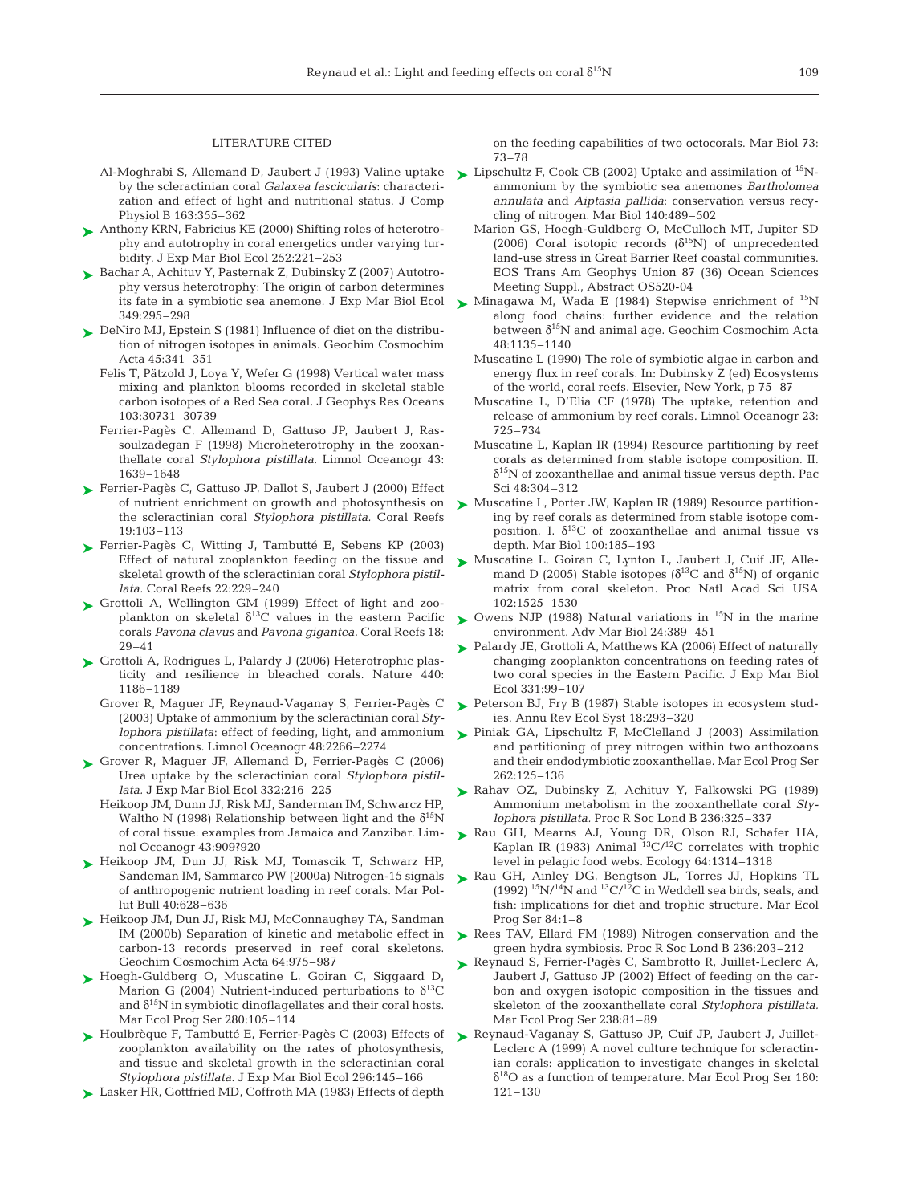LITERATURE CITED

Al-Moghrabi S, Allemand D, Jaubert J (1993) Valine uptake by the scleractinian coral *Galaxea fascicularis*: characterization and effect of light and nutritional status. J Comp Physiol B 163:355–362

Anthony KRN, Fabricius KE (2000) Shifting roles of heterotrophy and autotrophy in coral energetics under varying turbidity. J Exp Mar Biol Ecol 252:221–253

Bachar A, Achituv Y, Pasternak Z, Dubinsky Z (2007) Autotrophy versus heterotrophy: The origin of carbon determines its fate in a symbiotic sea anemone. J Exp Mar Biol Ecol 349:295–298

DeNiro MJ, Epstein S (1981) Influence of diet on the distribution of nitrogen isotopes in animals. Geochim Cosmochim Acta 45:341–351

Felis T, Pätzold J, Loya Y, Wefer G (1998) Vertical water mass mixing and plankton blooms recorded in skeletal stable carbon isotopes of a Red Sea coral. J Geophys Res Oceans 103:30731–30739

Ferrier-Pagès C, Allemand D, Gattuso JP, Jaubert J, Rassoulzadegan F (1998) Microheterotrophy in the zooxanthellate coral *Stylophora pistillata*. Limnol Oceanogr 43: 1639–1648

Ferrier-Pagès C, Gattuso JP, Dallot S, Jaubert J (2000) Effect of nutrient enrichment on growth and photosynthesis on the scleractinian coral *Stylophora pistillata*. Coral Reefs 19:103–113

Ferrier-Pagès C, Witting J, Tambutté E, Sebens KP (2003) Effect of natural zooplankton feeding on the tissue and skeletal growth of the scleractinian coral *Stylophora pistillata*. Coral Reefs 22:229–240

Grottoli A, Wellington GM (1999) Effect of light and zooplankton on skeletal $\delta^{13}$C values in the eastern Pacific corals *Pavona clavus* and *Pavona gigantea*. Coral Reefs 18: 29–41

Grottoli A, Rodrigues L, Palardy J (2006) Heterotrophic plasticity and resilience in bleached corals. Nature 440: 1186–1189

Grover R, Maguer JF, Reynaud-Vaganay S, Ferrier-Pagès C (2003) Uptake of ammonium by the scleractinian coral *Stylophora pistillata*: effect of feeding, light, and ammonium concentrations. Limnol Oceanogr 48:2266–2274

Grover R, Maguer JF, Allemand D, Ferrier-Pagès C (2006) Urea uptake by the scleractinian coral *Stylophora pistillata*. J Exp Mar Biol Ecol 332:216–225

Heikoop JM, Dunn JJ, Risk MJ, Sanderman IM, Schwarcz HP, Waltho N (1998) Relationship between light and the $\delta^{15}$N of coral tissue: examples from Jamaica and Zanzibar. Limnol Oceanogr 43:909?920

Heikoop JM, Dun JJ, Risk MJ, Tomascik T, Schwarz HP, Sandeman IM, Sammarco PW (2000a) Nitrogen-15 signals of anthropogenic nutrient loading in reef corals. Mar Pollut Bull 40:628–636

Heikoop JM, Dun JJ, Risk MJ, McConnaughey TA, Sandman IM (2000b) Separation of kinetic and metabolic effect in carbon-13 records preserved in reef coral skeletons. Geochim Cosmochim Acta 64:975–987

Hoegh-Guldberg O, Muscatine L, Goiran C, Siggaard D, Marion G (2004) Nutrient-induced perturbations to $\delta^{13}$C and $\delta^{15}$N in symbiotic dinoflagellates and their coral hosts. Mar Ecol Prog Ser 280:105–114

Houlbrèque F, Tambutté E, Ferrier-Pagès C (2003) Effects of zooplankton availability on the rates of photosynthesis, and tissue and skeletal growth in the scleractinian coral *Stylophora pistillata*. J Exp Mar Biol Ecol 296:145–166

Lasker HR, Gottfried MD, Coffroth MA (1983) Effects of depth on the feeding capabilities of two octocorals. Mar Biol 73: 73–78

Lipschultz F, Cook CB (2002) Uptake and assimilation of $^{15}$N-ammonium by the symbiotic sea anemones *Bartholomea annulata* and *Aiptasia pallida*: conservation versus recycling of nitrogen. Mar Biol 140:489–502

Marion GS, Hoegh-Guldberg O, McCulloch MT, Jupiter SD (2006) Coral isotopic records ($\delta^{15}$N) of unprecedented land-use stress in Great Barrier Reef coastal communities. EOS Trans Am Geophys Union 87 (36) Ocean Sciences Meeting Suppl., Abstract OS520-04

Minagawa M, Wada E (1984) Stepwise enrichment of $^{15}$N along food chains: further evidence and the relation between $\delta^{15}$N and animal age. Geochim Cosmochim Acta 48:1135–1140

Muscatine L (1990) The role of symbiotic algae in carbon and energy flux in reef corals. In: Dubinsky Z (ed) Ecosystems of the world, coral reefs. Elsevier, New York, p 75–87

Muscatine L, D'Elia CF (1978) The uptake, retention and release of ammonium by reef corals. Limnol Oceanogr 23: 725–734

Muscatine L, Kaplan IR (1994) Resource partitioning by reef corals as determined from stable isotope composition. II. $\delta^{15}$N of zooxanthellae and animal tissue versus depth. Pac Sci 48:304–312

Muscatine L, Porter JW, Kaplan IR (1989) Resource partitioning by reef corals as determined from stable isotope composition. I. $\delta^{13}$C of zooxanthellae and animal tissue vs depth. Mar Biol 100:185–193

Muscatine L, Goiran C, Lynton L, Jaubert J, Cuif JF, Allemand D (2005) Stable isotopes ($\delta^{13}$C and $\delta^{15}$N) of organic matrix from coral skeleton. Proc Natl Acad Sci USA 102:1525–1530

Owens NJP (1988) Natural variations in $^{15}$N in the marine environment. Adv Mar Biol 24:389–451

Palardy JE, Grottoli A, Matthews KA (2006) Effect of naturally changing zooplankton concentrations on feeding rates of two coral species in the Eastern Pacific. J Exp Mar Biol Ecol 331:99–107

Peterson BJ, Fry B (1987) Stable isotopes in ecosystem studies. Annu Rev Ecol Syst 18:293–320

Piniak GA, Lipschultz F, McClelland J (2003) Assimilation and partitioning of prey nitrogen within two anthozoans and their endodymbiotic zooxanthellae. Mar Ecol Prog Ser 262:125–136

Rahav OZ, Dubinsky Z, Achituv Y, Falkowski PG (1989) Ammonium metabolism in the zooxanthellate coral *Stylophora pistillata*. Proc R Soc Lond B 236:325–337

Rau GH, Mearns AJ, Young DR, Olson RJ, Schafer HA, Kaplan IR (1983) Animal $^{13}$C/$^{12}$C correlates with trophic level in pelagic food webs. Ecology 64:1314–1318

Rau GH, Ainley DG, Bengtson JL, Torres JJ, Hopkins TL (1992) $^{15}$N/$^{14}$N and $^{13}$C/$^{12}$C in Weddell sea birds, seals, and fish: implications for diet and trophic structure. Mar Ecol Prog Ser 84:1–8

Rees TAV, Ellard FM (1989) Nitrogen conservation and the green hydra symbiosis. Proc R Soc Lond B 236:203–212

Reynaud S, Ferrier-Pagès C, Sambrotto R, Juillet-Leclerc A, Jaubert J, Gattuso JP (2002) Effect of feeding on the carbon and oxygen isotopic composition in the tissues and skeleton of the zooxanthellate coral *Stylophora pistillata*. Mar Ecol Prog Ser 238:81–89

Reynaud-Vaganay S, Gattuso JP, Cuif JP, Jaubert J, Juillet-Leclerc A (1999) A novel culture technique for scleractinian corals: application to investigate changes in skeletal $\delta^{18}$O as a function of temperature. Mar Ecol Prog Ser 180: 121–130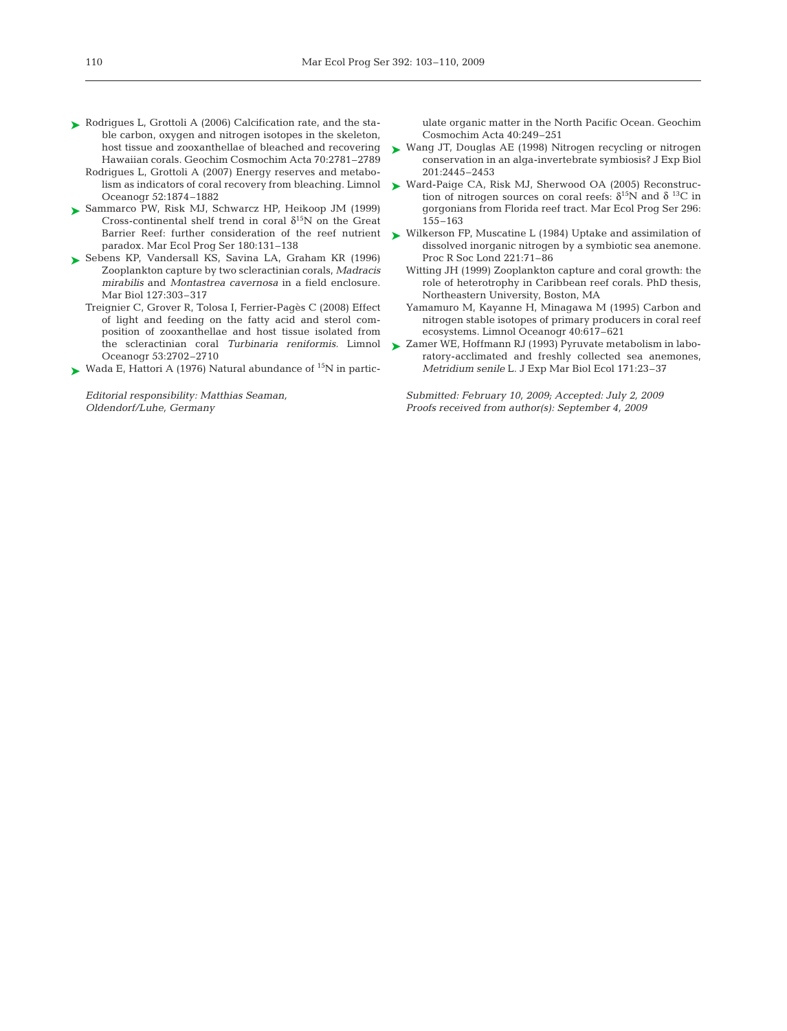Rodrigues L, Grottoli A (2006) Calcification rate, and the stable carbon, oxygen and nitrogen isotopes in the skeleton, host tissue and zooxanthellae of bleached and recovering Hawaiian corals. Geochim Cosmochim Acta 70:2781–2789

Rodrigues L, Grottoli A (2007) Energy reserves and metabolism as indicators of coral recovery from bleaching. Limnol Oceanogr 52:1874–1882

Sammarco PW, Risk MJ, Schwarcz HP, Heikoop JM (1999) Cross-continental shelf trend in coral $\delta^{15}$N on the Great Barrier Reef: further consideration of the reef nutrient paradox. Mar Ecol Prog Ser 180:131–138

Sebens KP, Vandersall KS, Savina LA, Graham KR (1996) Zooplankton capture by two scleractinian corals, *Madracis mirabilis* and *Montastrea cavernosa* in a field enclosure. Mar Biol 127:303–317

Treignier C, Grover R, Tolosa I, Ferrier-Pagès C (2008) Effect of light and feeding on the fatty acid and sterol composition of zooxanthellae and host tissue isolated from the scleractinian coral *Turbinaria reniformis*. Limnol Oceanogr 53:2702–2710

Wada E, Hattori A (1976) Natural abundance of $^{15}$N in particulate organic matter in the North Pacific Ocean. Geochim Cosmochim Acta 40:249–251

Wang JT, Douglas AE (1998) Nitrogen recycling or nitrogen conservation in an alga-invertebrate symbiosis? J Exp Biol 201:2445–2453

Ward-Paige CA, Risk MJ, Sherwood OA (2005) Reconstruction of nitrogen sources on coral reefs: $\delta^{15}$N and $\delta$ $^{13}$C in gorgonians from Florida reef tract. Mar Ecol Prog Ser 296:155–163

Wilkerson FP, Muscatine L (1984) Uptake and assimilation of dissolved inorganic nitrogen by a symbiotic sea anemone. Proc R Soc Lond 221:71–86

Witting JH (1999) Zooplankton capture and coral growth: the role of heterotrophy in Caribbean reef corals. PhD thesis, Northeastern University, Boston, MA

Yamamuro M, Kayanne H, Minagawa M (1995) Carbon and nitrogen stable isotopes of primary producers in coral reef ecosystems. Limnol Oceanogr 40:617–621

Zamer WE, Hoffmann RJ (1993) Pyruvate metabolism in laboratory-acclimated and freshly collected sea anemones, *Metridium senile* L. J Exp Mar Biol Ecol 171:23–37

*Editorial responsibility: Matthias Seaman, Oldendorf/Luhe, Germany*

*Submitted: February 10, 2009; Accepted: July 2, 2009*
*Proofs received from author(s): September 4, 2009*